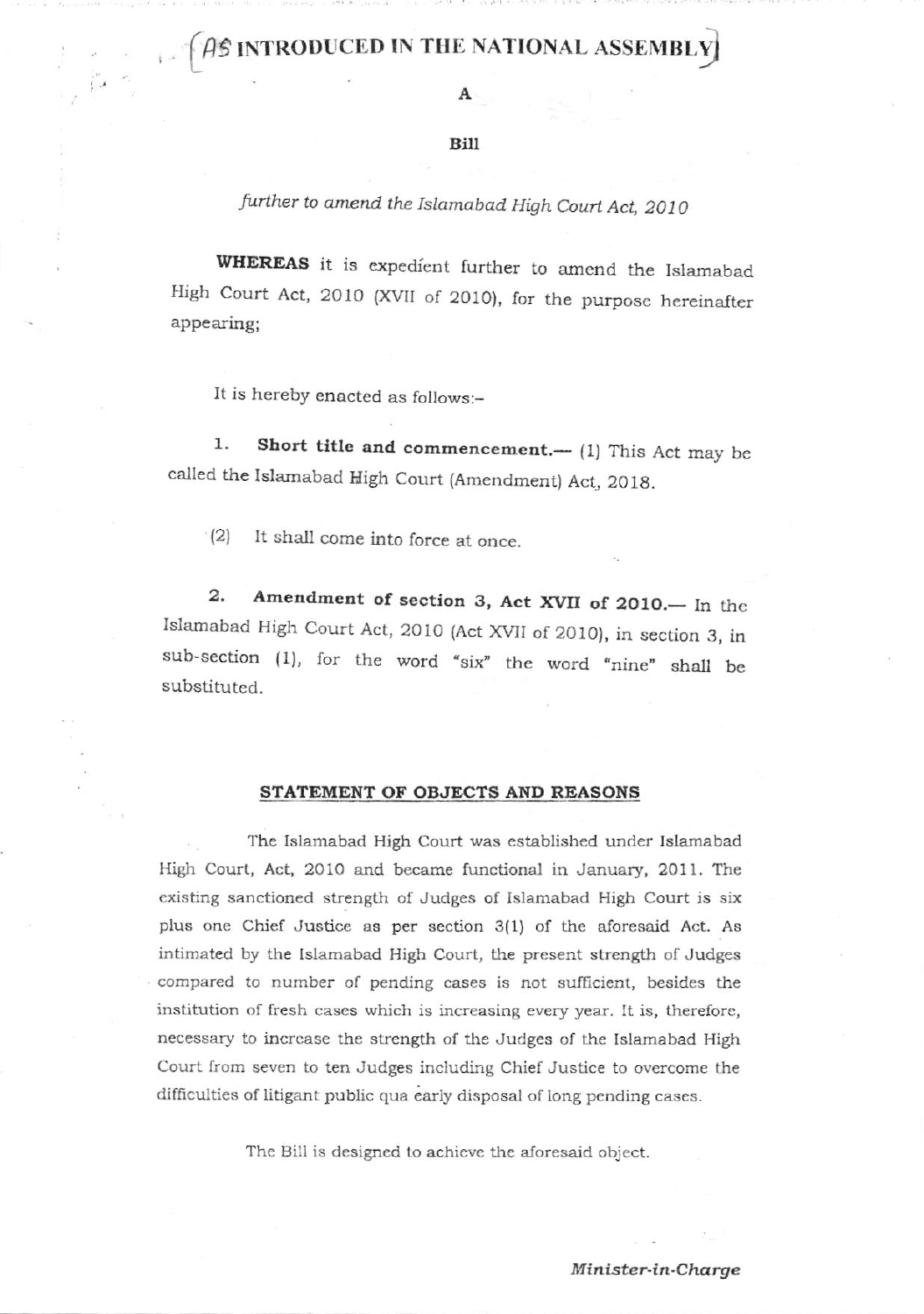# [AS INTRODUCED IN THE NATIONAL ASSEMBLY]

**A**

**Bill**

*further to amend the Islamabad High Court Act, 2010*

**WHEREAS** it is expedient further to amend the Islamabad High Court Act, 2010 (XVII of 2010), for the purpose hereinafter appearing;

It is hereby enacted as follows:-

1. **Short title and commencement.—** (1) This Act may be called the Islamabad High Court (Amendment) Act, 2018.

(2) It shall come into force at once.

2. **Amendment of section 3, Act XVII of 2010.—** In the Islamabad High Court Act, 2010 (Act XVII of 2010), in section 3, in sub-section (1), for the word "six" the word "nine" shall be substituted.

## STATEMENT OF OBJECTS AND REASONS

The Islamabad High Court was established under Islamabad High Court, Act, 2010 and became functional in January, 2011. The existing sanctioned strength of Judges of Islamabad High Court is six plus one Chief Justice as per section 3(1) of the aforesaid Act. As intimated by the Islamabad High Court, the present strength of Judges compared to number of pending cases is not sufficient, besides the institution of fresh cases which is increasing every year. It is, therefore, necessary to increase the strength of the Judges of the Islamabad High Court from seven to ten Judges including Chief Justice to overcome the difficulties of litigant public qua early disposal of long pending cases.

The Bill is designed to achieve the aforesaid object.

*Minister-in-Charge*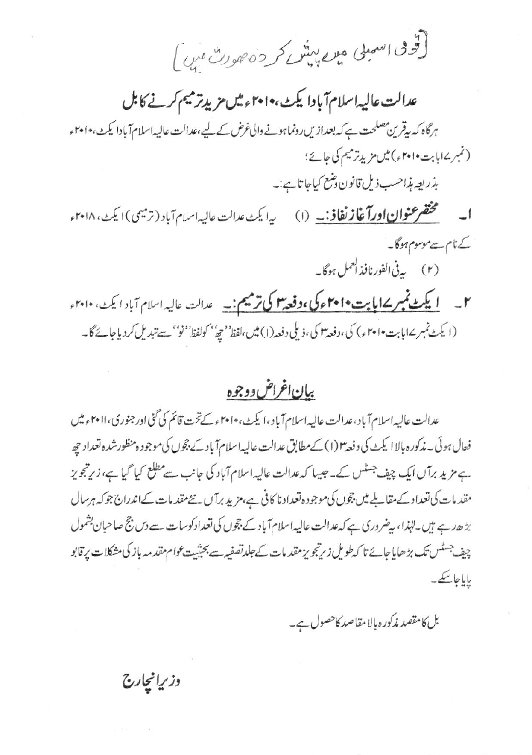[قومی اسمبلی میں پیش کردہ صورت میں]

# عدالت عالیہ اسلام آباد ایکٹ، ۲۰۱۰ء میں مزید ترمیم کرنے کا بل

ہرگاہ کہ یہ قرین مصلحت ہے کہ بعدازیں رونما ہونے والی غرض کے لیے، عدالت عالیہ اسلام آباد ایکٹ، ۲۰۱۰ء (نمبر ۷ بابت ۲۰۱۰ء) میں مزید ترمیم کی جائے؛

بذریعہ ہذا حسب ذیل قانون وضع کیا جاتا ہے:۔

۱۔ **مختصر عنوان اور آغاز نفاذ:۔** (۱) یہ ایکٹ عدالت عالیہ اسلام آباد (ترمیمی) ایکٹ، ۲۰۱۸ء کے نام سے موسوم ہوگا۔

(۲) یہ فی الفور نافذ العمل ہوگا۔

۲۔ **ایکٹ نمبر ۷ بابت ۲۰۱۰ء کی، دفعہ ۳ کی ترمیم:۔** عدالت عالیہ اسلام آباد ایکٹ، ۲۰۱۰ء (ایکٹ نمبر ۷ بابت ۲۰۱۰ء) کی، دفعہ ۳ کی، ذیلی دفعہ (۱) میں، لفظ ''چھ'' کو لفظ ''نو'' سے تبدیل کردیا جائے گا۔

## بیان اغراض ووجوہ

عدالت عالیہ اسلام آباد، عدالت عالیہ اسلام آباد، ایکٹ، ۲۰۱۰ء کے تحت قائم کی گئی اور جنوری، ۲۰۱۱ء میں فعال ہوئی۔ مذکورہ بالا ایکٹ کی دفعہ ۳(۱) کے مطابق عدالت عالیہ اسلام آباد کے ججوں کی موجودہ منظور شدہ تعداد چھ ہے مزید برآں ایک چیف جسٹس کے۔ جیسا کہ عدالت عالیہ اسلام آباد کی جانب سے مطلع کیا گیا ہے، زیر تجویز مقدمات کی تعداد کے مقابلے میں ججوں کی موجودہ تعداد ناکافی ہے، مزید برآں۔ نئے مقدمات کے اندراج جو کہ ہر سال بڑھ رہے ہیں۔ لہٰذا، یہ ضروری ہے کہ عدالت عالیہ اسلام آباد کے ججوں کی تعداد کو سات سے دس جج صاحبان بشمول چیف جسٹس تک بڑھایا جائے تا کہ طویل زیر تجویز مقدمات کے جلد تصفیہ سے بحیثیت عوام مقدمہ باز کی مشکلات پر قابو پایا جاسکے۔

بل کا مقصد مذکورہ بالا مقاصد کا حصول ہے۔

وزیر انچارج